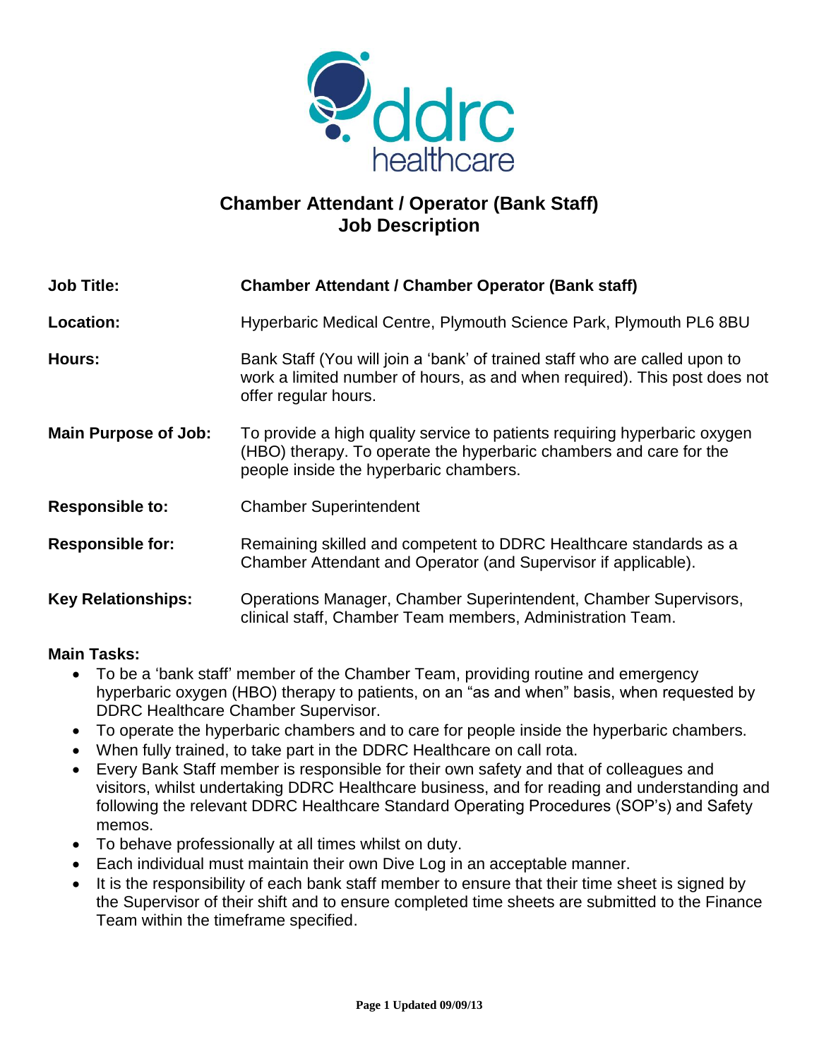# Chamber Attendant / Operator (Bank Staff)
# Job Description

| | |
|---|---|
| **Job Title:** | **Chamber Attendant / Chamber Operator (Bank staff)** |
| **Location:** | Hyperbaric Medical Centre, Plymouth Science Park, Plymouth PL6 8BU |
| **Hours:** | Bank Staff (You will join a 'bank' of trained staff who are called upon to work a limited number of hours, as and when required). This post does not offer regular hours. |
| **Main Purpose of Job:** | To provide a high quality service to patients requiring hyperbaric oxygen (HBO) therapy. To operate the hyperbaric chambers and care for the people inside the hyperbaric chambers. |
| **Responsible to:** | Chamber Superintendent |
| **Responsible for:** | Remaining skilled and competent to DDRC Healthcare standards as a Chamber Attendant and Operator (and Supervisor if applicable). |
| **Key Relationships:** | Operations Manager, Chamber Superintendent, Chamber Supervisors, clinical staff, Chamber Team members, Administration Team. |

**Main Tasks:**

- To be a 'bank staff' member of the Chamber Team, providing routine and emergency hyperbaric oxygen (HBO) therapy to patients, on an "as and when" basis, when requested by DDRC Healthcare Chamber Supervisor.
- To operate the hyperbaric chambers and to care for people inside the hyperbaric chambers.
- When fully trained, to take part in the DDRC Healthcare on call rota.
- Every Bank Staff member is responsible for their own safety and that of colleagues and visitors, whilst undertaking DDRC Healthcare business, and for reading and understanding and following the relevant DDRC Healthcare Standard Operating Procedures (SOP's) and Safety memos.
- To behave professionally at all times whilst on duty.
- Each individual must maintain their own Dive Log in an acceptable manner.
- It is the responsibility of each bank staff member to ensure that their time sheet is signed by the Supervisor of their shift and to ensure completed time sheets are submitted to the Finance Team within the timeframe specified.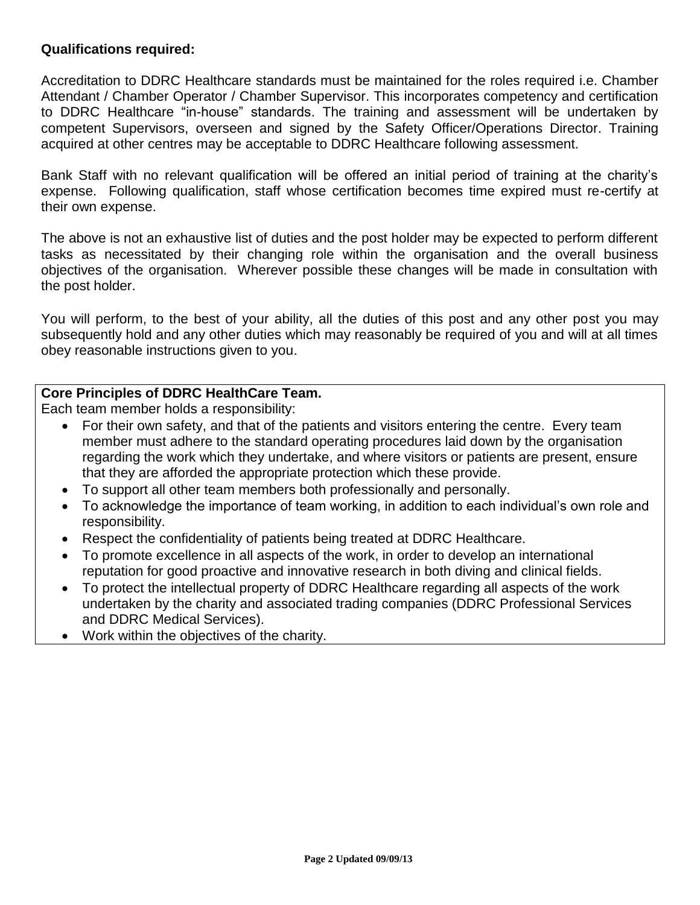**Qualifications required:**

Accreditation to DDRC Healthcare standards must be maintained for the roles required i.e. Chamber Attendant / Chamber Operator / Chamber Supervisor. This incorporates competency and certification to DDRC Healthcare "in-house" standards. The training and assessment will be undertaken by competent Supervisors, overseen and signed by the Safety Officer/Operations Director. Training acquired at other centres may be acceptable to DDRC Healthcare following assessment.

Bank Staff with no relevant qualification will be offered an initial period of training at the charity's expense. Following qualification, staff whose certification becomes time expired must re-certify at their own expense.

The above is not an exhaustive list of duties and the post holder may be expected to perform different tasks as necessitated by their changing role within the organisation and the overall business objectives of the organisation. Wherever possible these changes will be made in consultation with the post holder.

You will perform, to the best of your ability, all the duties of this post and any other post you may subsequently hold and any other duties which may reasonably be required of you and will at all times obey reasonable instructions given to you.

**Core Principles of DDRC HealthCare Team.**

Each team member holds a responsibility:

- For their own safety, and that of the patients and visitors entering the centre. Every team member must adhere to the standard operating procedures laid down by the organisation regarding the work which they undertake, and where visitors or patients are present, ensure that they are afforded the appropriate protection which these provide.
- To support all other team members both professionally and personally.
- To acknowledge the importance of team working, in addition to each individual's own role and responsibility.
- Respect the confidentiality of patients being treated at DDRC Healthcare.
- To promote excellence in all aspects of the work, in order to develop an international reputation for good proactive and innovative research in both diving and clinical fields.
- To protect the intellectual property of DDRC Healthcare regarding all aspects of the work undertaken by the charity and associated trading companies (DDRC Professional Services and DDRC Medical Services).
- Work within the objectives of the charity.